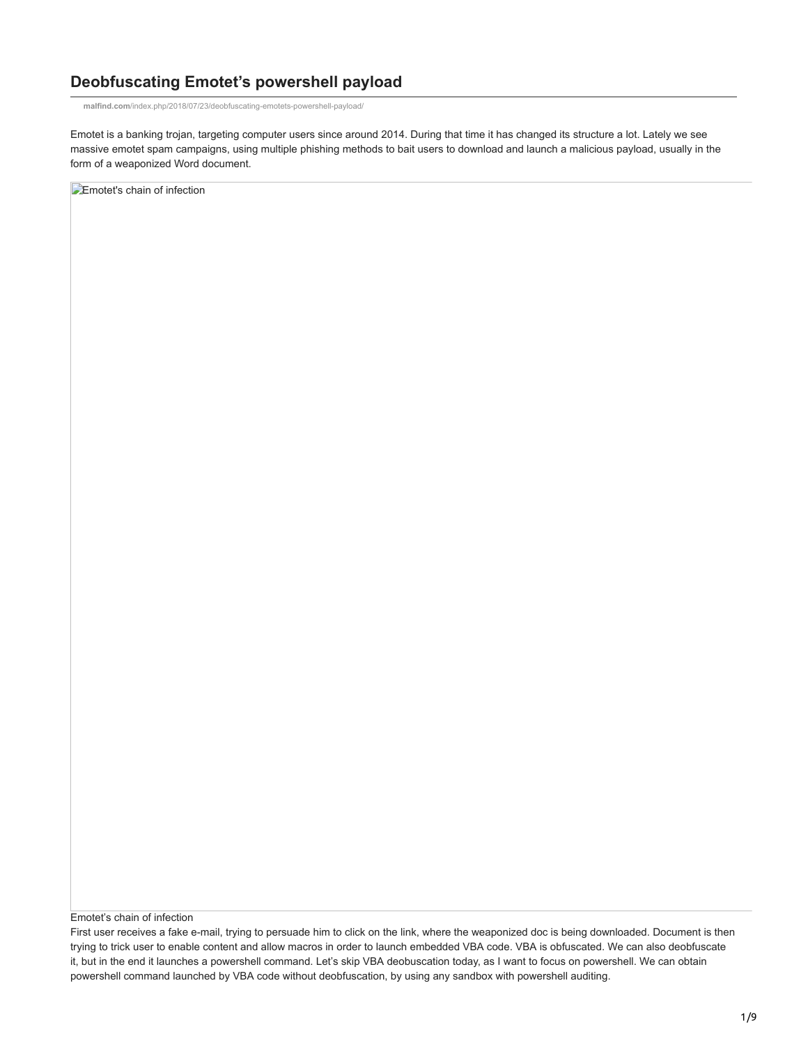# Deobfuscating Emotet's powershell payload

malfind.com/index.php/2018/07/23/deobfuscating-emotets-powershell-payload/

Emotet is a banking trojan, targeting computer users since around 2014. During that time it has changed its structure a lot. Lately we see massive emotet spam campaigns, using multiple phishing methods to bait users to download and launch a malicious payload, usually in the form of a weaponized Word document.

Emotet's chain of infection

First user receives a fake e-mail, trying to persuade him to click on the link, where the weaponized doc is being downloaded. Document is then trying to trick user to enable content and allow macros in order to launch embedded VBA code. VBA is obfuscated. We can also deobfuscate it, but in the end it launches a powershell command. Let's skip VBA deobuscation today, as I want to focus on powershell. We can obtain powershell command launched by VBA code without deobfuscation, by using any sandbox with powershell auditing.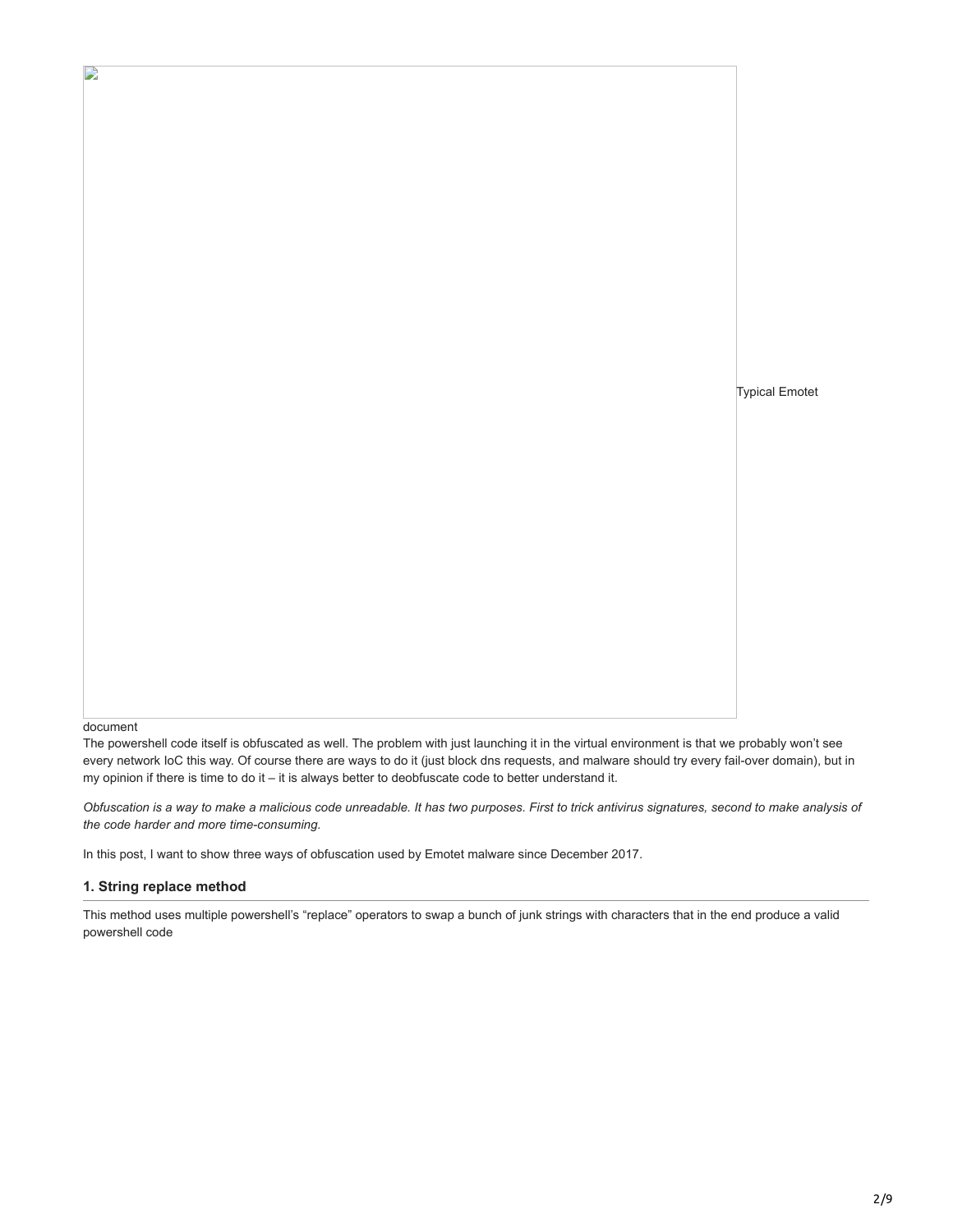Typical Emotet document

The powershell code itself is obfuscated as well. The problem with just launching it in the virtual environment is that we probably won't see every network IoC this way. Of course there are ways to do it (just block dns requests, and malware should try every fail-over domain), but in my opinion if there is time to do it – it is always better to deobfuscate code to better understand it.

*Obfuscation is a way to make a malicious code unreadable. It has two purposes. First to trick antivirus signatures, second to make analysis of the code harder and more time-consuming.*

In this post, I want to show three ways of obfuscation used by Emotet malware since December 2017.

### 1. String replace method

This method uses multiple powershell's "replace" operators to swap a bunch of junk strings with characters that in the end produce a valid powershell code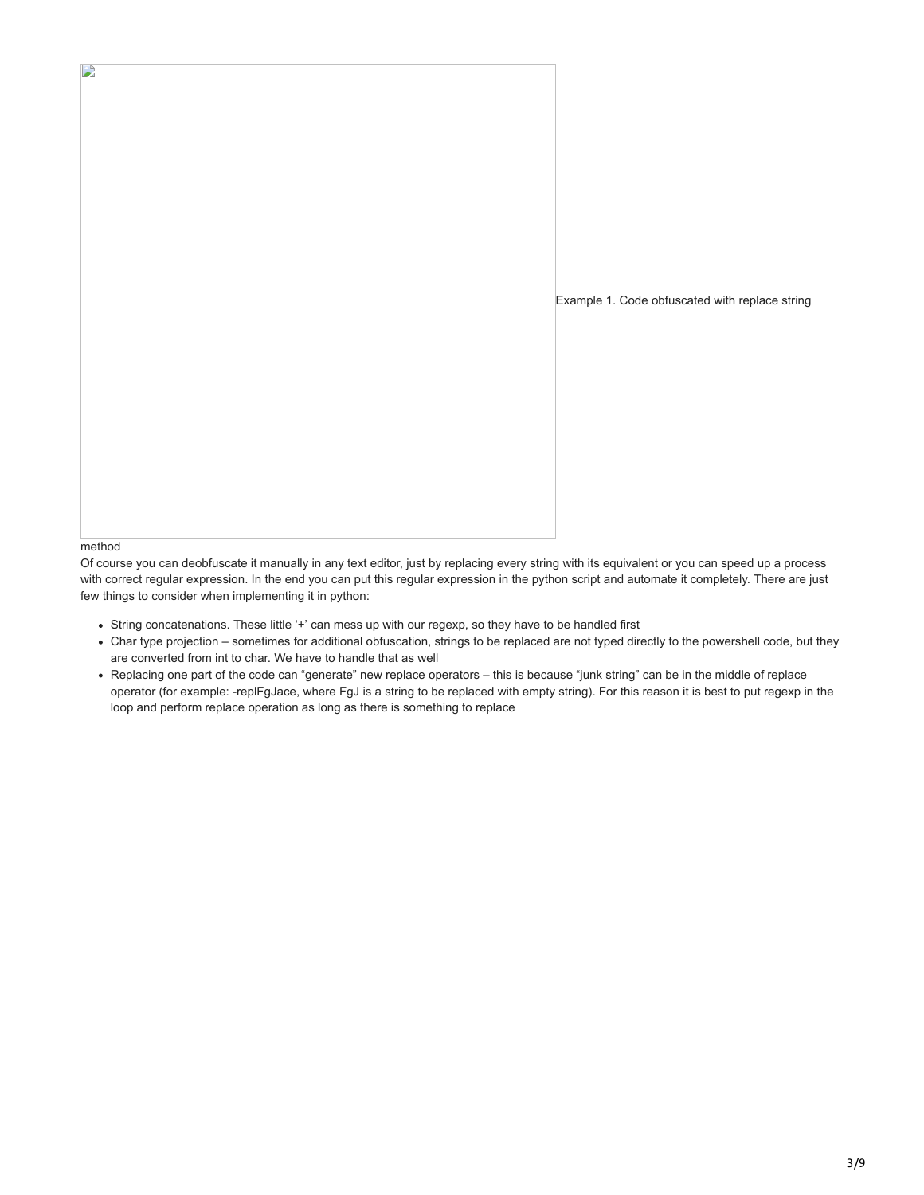Example 1. Code obfuscated with replace string method

Of course you can deobfuscate it manually in any text editor, just by replacing every string with its equivalent or you can speed up a process with correct regular expression. In the end you can put this regular expression in the python script and automate it completely. There are just few things to consider when implementing it in python:

- String concatenations. These little '+' can mess up with our regexp, so they have to be handled first
- Char type projection – sometimes for additional obfuscation, strings to be replaced are not typed directly to the powershell code, but they are converted from int to char. We have to handle that as well
- Replacing one part of the code can "generate" new replace operators – this is because "junk string" can be in the middle of replace operator (for example: -replFgJace, where FgJ is a string to be replaced with empty string). For this reason it is best to put regexp in the loop and perform replace operation as long as there is something to replace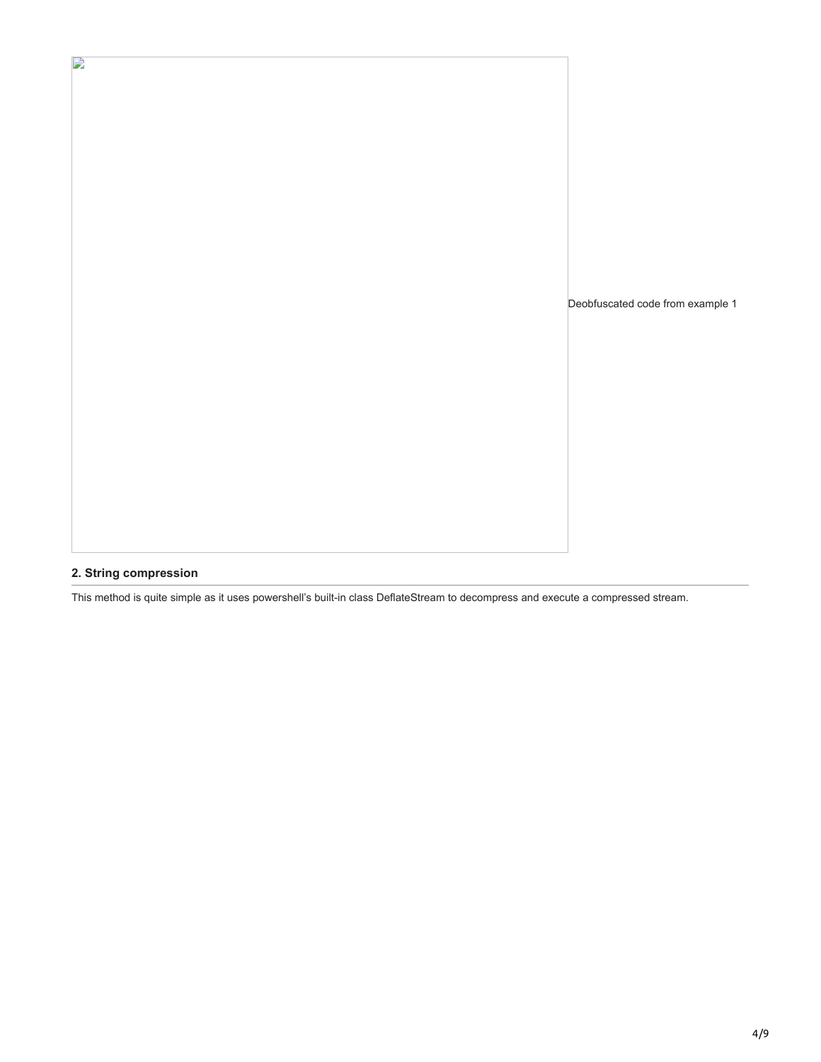Deobfuscated code from example 1

### 2. String compression

This method is quite simple as it uses powershell's built-in class DeflateStream to decompress and execute a compressed stream.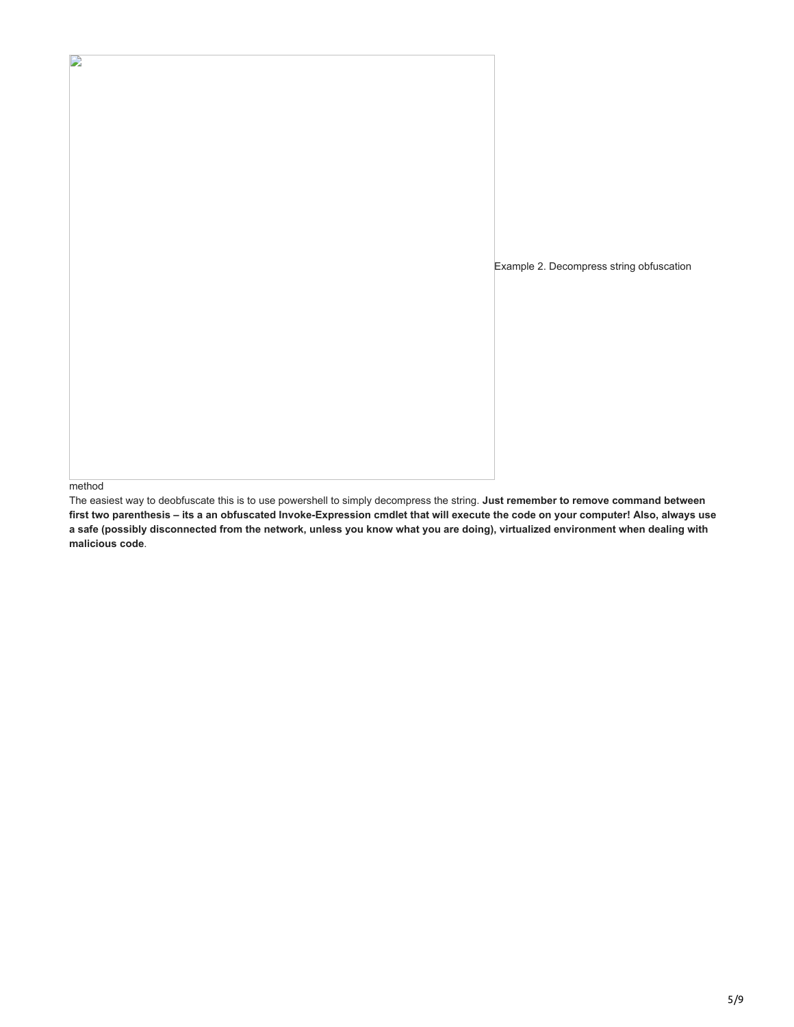Example 2. Decompress string obfuscation method

The easiest way to deobfuscate this is to use powershell to simply decompress the string. **Just remember to remove command between first two parenthesis – its a an obfuscated Invoke-Expression cmdlet that will execute the code on your computer! Also, always use a safe (possibly disconnected from the network, unless you know what you are doing), virtualized environment when dealing with malicious code**.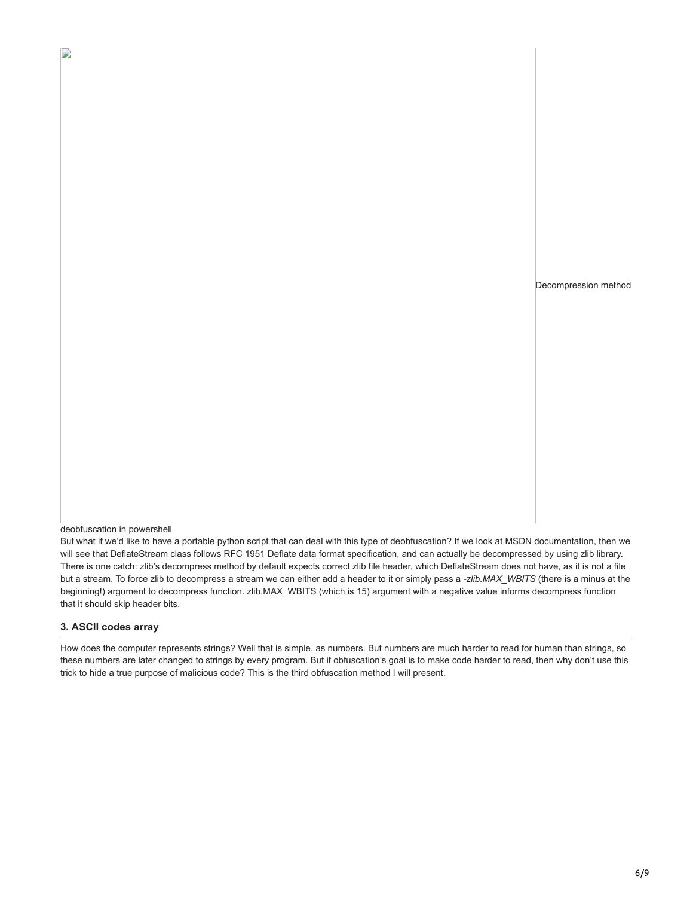Decompression method

deobfuscation in powershell

But what if we'd like to have a portable python script that can deal with this type of deobfuscation? If we look at MSDN documentation, then we will see that DeflateStream class follows RFC 1951 Deflate data format specification, and can actually be decompressed by using zlib library. There is one catch: zlib's decompress method by default expects correct zlib file header, which DeflateStream does not have, as it is not a file but a stream. To force zlib to decompress a stream we can either add a header to it or simply pass a *-zlib.MAX_WBITS* (there is a minus at the beginning!) argument to decompress function. zlib.MAX_WBITS (which is 15) argument with a negative value informs decompress function that it should skip header bits.

### 3. ASCII codes array

How does the computer represents strings? Well that is simple, as numbers. But numbers are much harder to read for human than strings, so these numbers are later changed to strings by every program. But if obfuscation's goal is to make code harder to read, then why don't use this trick to hide a true purpose of malicious code? This is the third obfuscation method I will present.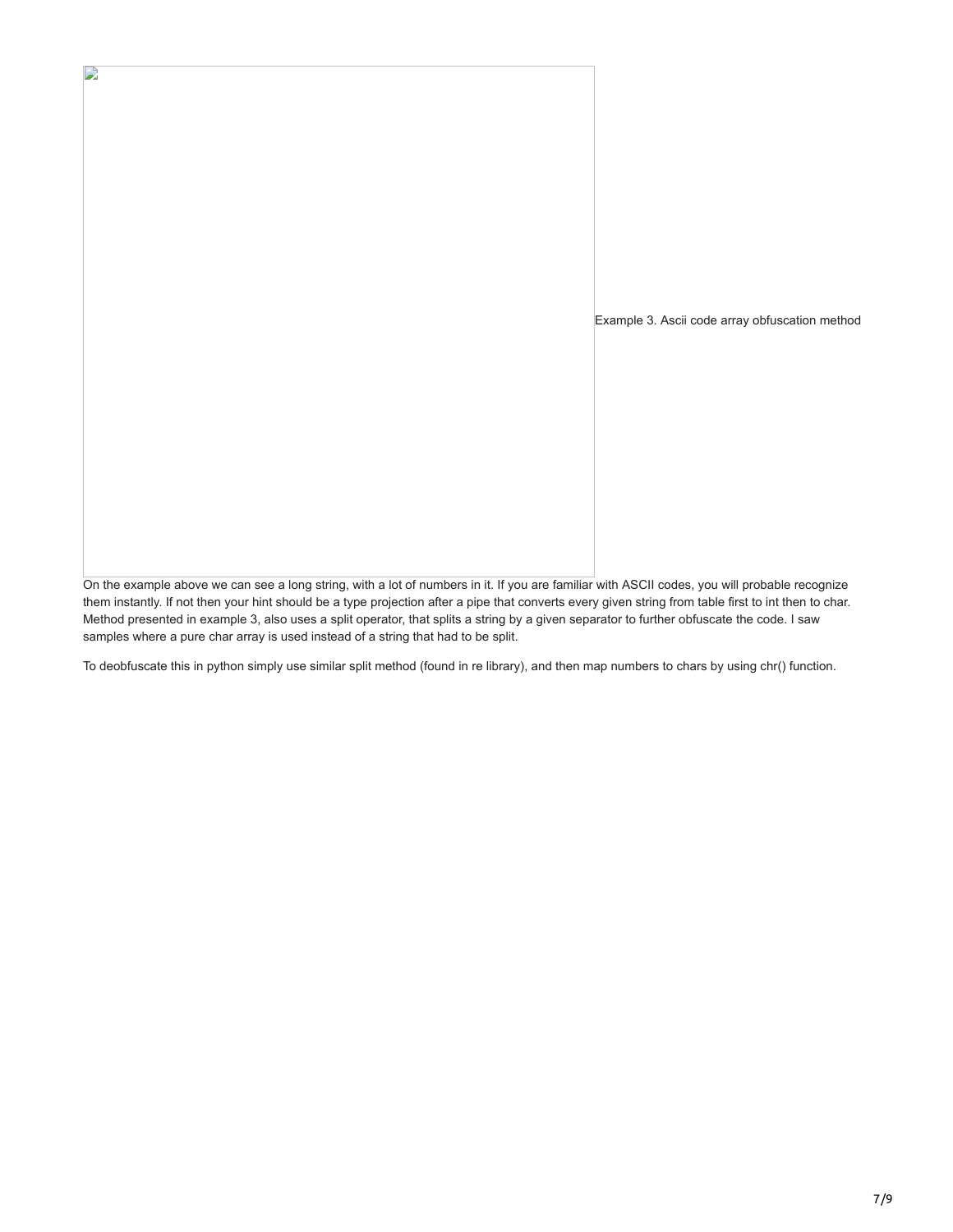Example 3. Ascii code array obfuscation method

On the example above we can see a long string, with a lot of numbers in it. If you are familiar with ASCII codes, you will probable recognize them instantly. If not then your hint should be a type projection after a pipe that converts every given string from table first to int then to char. Method presented in example 3, also uses a split operator, that splits a string by a given separator to further obfuscate the code. I saw samples where a pure char array is used instead of a string that had to be split.

To deobfuscate this in python simply use similar split method (found in re library), and then map numbers to chars by using chr() function.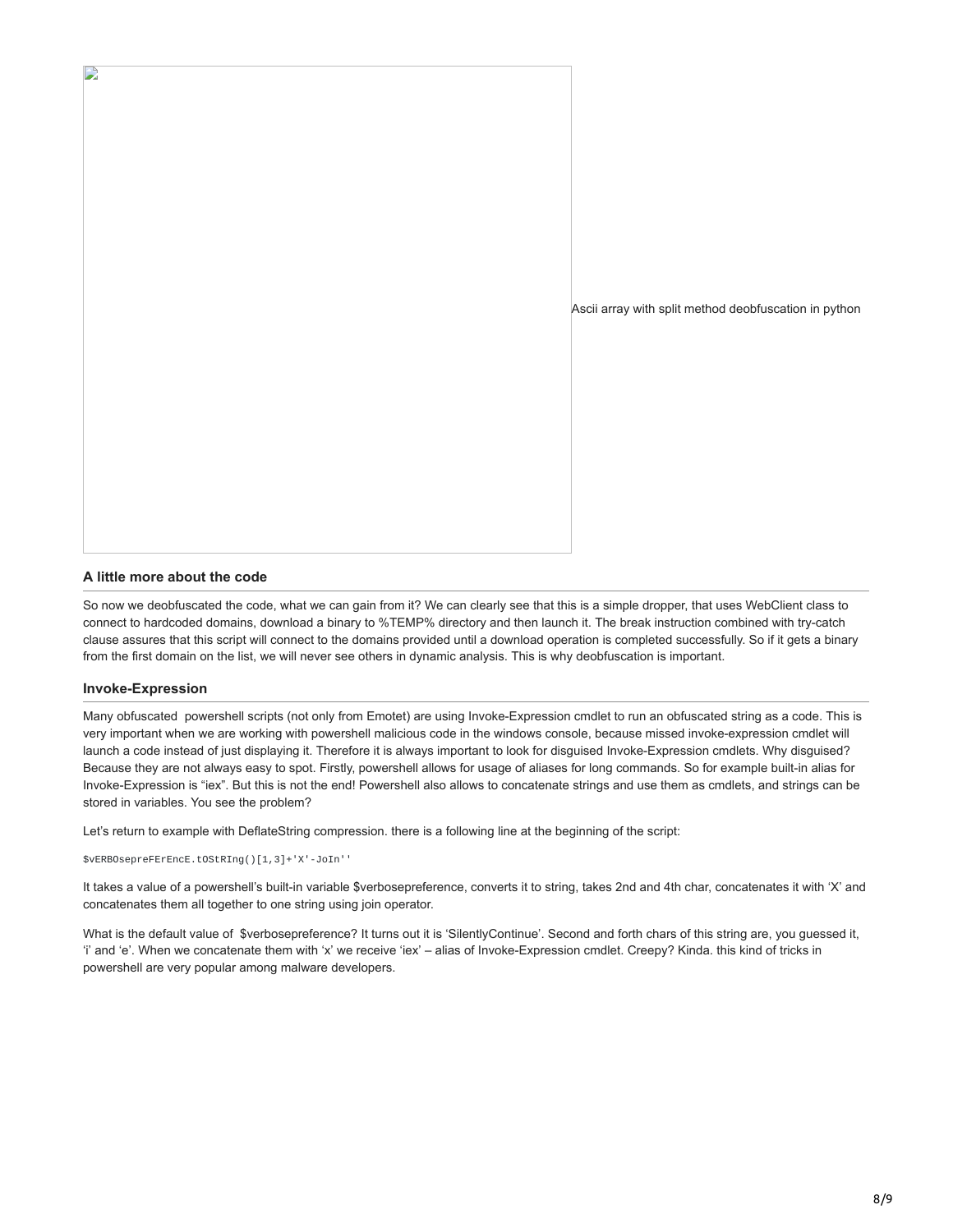Ascii array with split method deobfuscation in python

### A little more about the code

So now we deobfuscated the code, what we can gain from it? We can clearly see that this is a simple dropper, that uses WebClient class to connect to hardcoded domains, download a binary to %TEMP% directory and then launch it. The break instruction combined with try-catch clause assures that this script will connect to the domains provided until a download operation is completed successfully. So if it gets a binary from the first domain on the list, we will never see others in dynamic analysis. This is why deobfuscation is important.

### Invoke-Expression

Many obfuscated  powershell scripts (not only from Emotet) are using Invoke-Expression cmdlet to run an obfuscated string as a code. This is very important when we are working with powershell malicious code in the windows console, because missed invoke-expression cmdlet will launch a code instead of just displaying it. Therefore it is always important to look for disguised Invoke-Expression cmdlets. Why disguised? Because they are not always easy to spot. Firstly, powershell allows for usage of aliases for long commands. So for example built-in alias for Invoke-Expression is "iex". But this is not the end! Powershell also allows to concatenate strings and use them as cmdlets, and strings can be stored in variables. You see the problem?

Let's return to example with DeflateString compression. there is a following line at the beginning of the script:

```
$vERBOsepreFErEncE.tOStRIng()[1,3]+'X'-JoIn''
```

It takes a value of a powershell's built-in variable $verbosepreference, converts it to string, takes 2nd and 4th char, concatenates it with 'X' and concatenates them all together to one string using join operator.

What is the default value of  $verbosepreference? It turns out it is 'SilentlyContinue'. Second and forth chars of this string are, you guessed it, 'i' and 'e'. When we concatenate them with 'x' we receive 'iex' – alias of Invoke-Expression cmdlet. Creepy? Kinda. this kind of tricks in powershell are very popular among malware developers.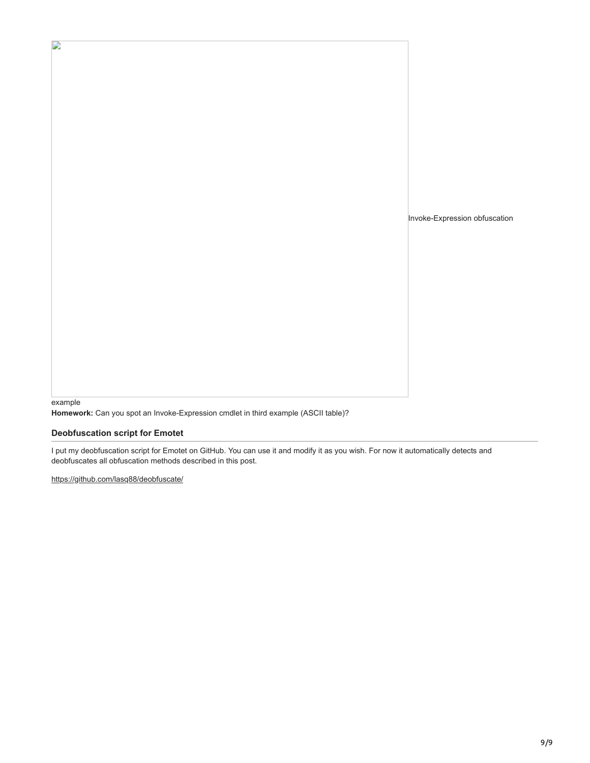Invoke-Expression obfuscation example

**Homework:** Can you spot an Invoke-Expression cmdlet in third example (ASCII table)?

### Deobfuscation script for Emotet

I put my deobfuscation script for Emotet on GitHub. You can use it and modify it as you wish. For now it automatically detects and deobfuscates all obfuscation methods described in this post.

https://github.com/lasq88/deobfuscate/